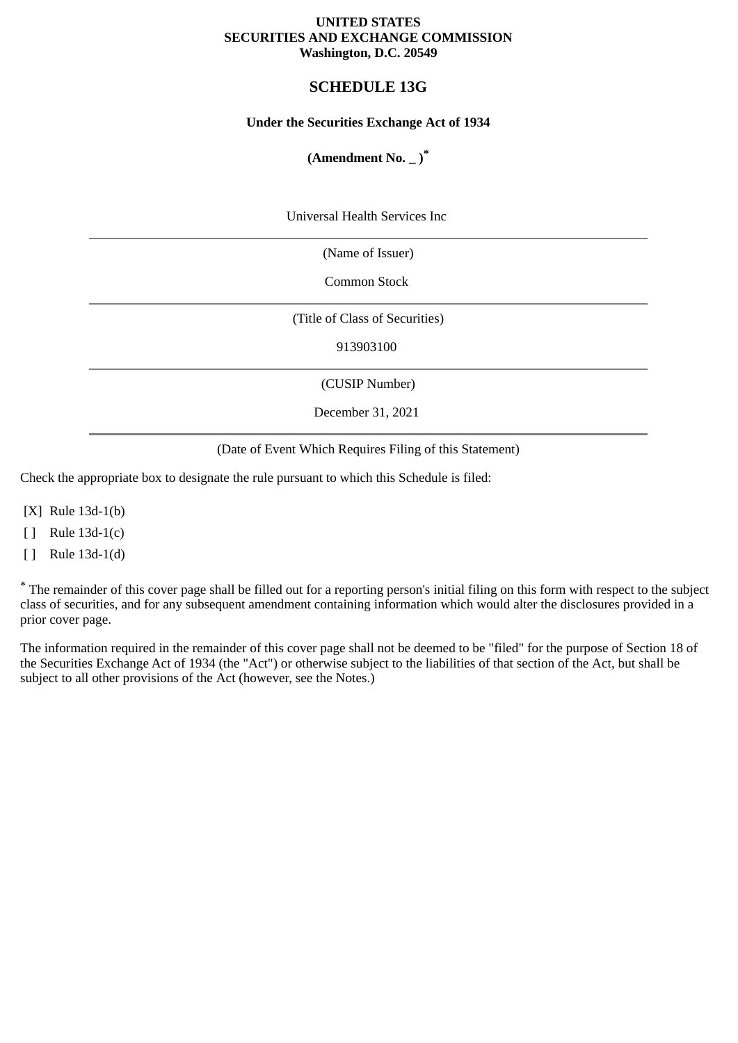**UNITED STATES**
**SECURITIES AND EXCHANGE COMMISSION**
**Washington, D.C. 20549**

# SCHEDULE 13G

**Under the Securities Exchange Act of 1934**

**(Amendment No. _ )***

Universal Health Services Inc

(Name of Issuer)

Common Stock

(Title of Class of Securities)

913903100

(CUSIP Number)

December 31, 2021

(Date of Event Which Requires Filing of this Statement)

Check the appropriate box to designate the rule pursuant to which this Schedule is filed:

[X] Rule 13d-1(b)

[ ] Rule 13d-1(c)

[ ] Rule 13d-1(d)

* The remainder of this cover page shall be filled out for a reporting person's initial filing on this form with respect to the subject class of securities, and for any subsequent amendment containing information which would alter the disclosures provided in a prior cover page.

The information required in the remainder of this cover page shall not be deemed to be "filed" for the purpose of Section 18 of the Securities Exchange Act of 1934 (the "Act") or otherwise subject to the liabilities of that section of the Act, but shall be subject to all other provisions of the Act (however, see the Notes.)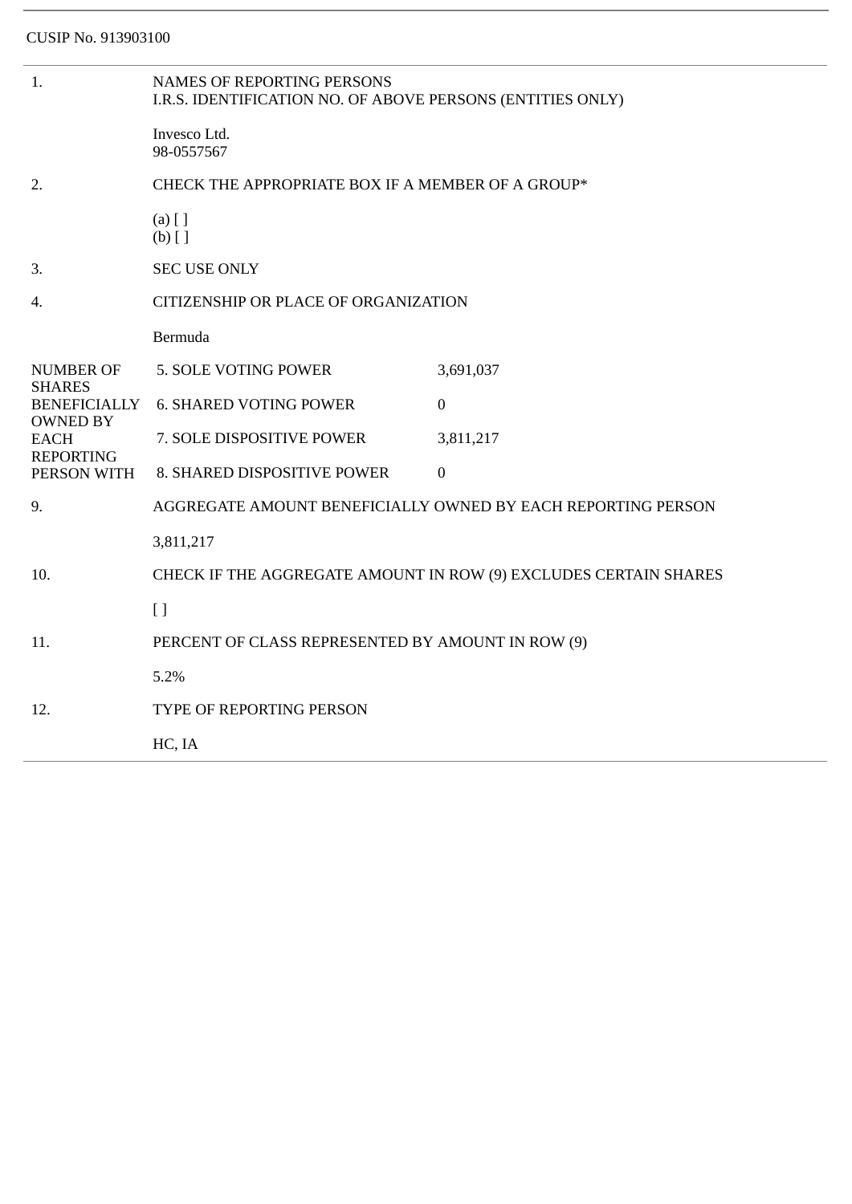CUSIP No. 913903100

| | |
|---|---|
| 1. | NAMES OF REPORTING PERSONS<br>I.R.S. IDENTIFICATION NO. OF ABOVE PERSONS (ENTITIES ONLY)<br><br>Invesco Ltd.<br>98-0557567 |
| 2. | CHECK THE APPROPRIATE BOX IF A MEMBER OF A GROUP*<br><br>(a) [ ]<br>(b) [ ] |
| 3. | SEC USE ONLY |
| 4. | CITIZENSHIP OR PLACE OF ORGANIZATION<br><br>Bermuda |

| NUMBER OF SHARES BENEFICIALLY OWNED BY EACH REPORTING PERSON WITH | | |
|---|---|---|
| | 5. SOLE VOTING POWER | 3,691,037 |
| | 6. SHARED VOTING POWER | 0 |
| | 7. SOLE DISPOSITIVE POWER | 3,811,217 |
| | 8. SHARED DISPOSITIVE POWER | 0 |

| | |
|---|---|
| 9. | AGGREGATE AMOUNT BENEFICIALLY OWNED BY EACH REPORTING PERSON<br><br>3,811,217 |
| 10. | CHECK IF THE AGGREGATE AMOUNT IN ROW (9) EXCLUDES CERTAIN SHARES<br><br>[ ] |
| 11. | PERCENT OF CLASS REPRESENTED BY AMOUNT IN ROW (9)<br><br>5.2% |
| 12. | TYPE OF REPORTING PERSON<br><br>HC, IA |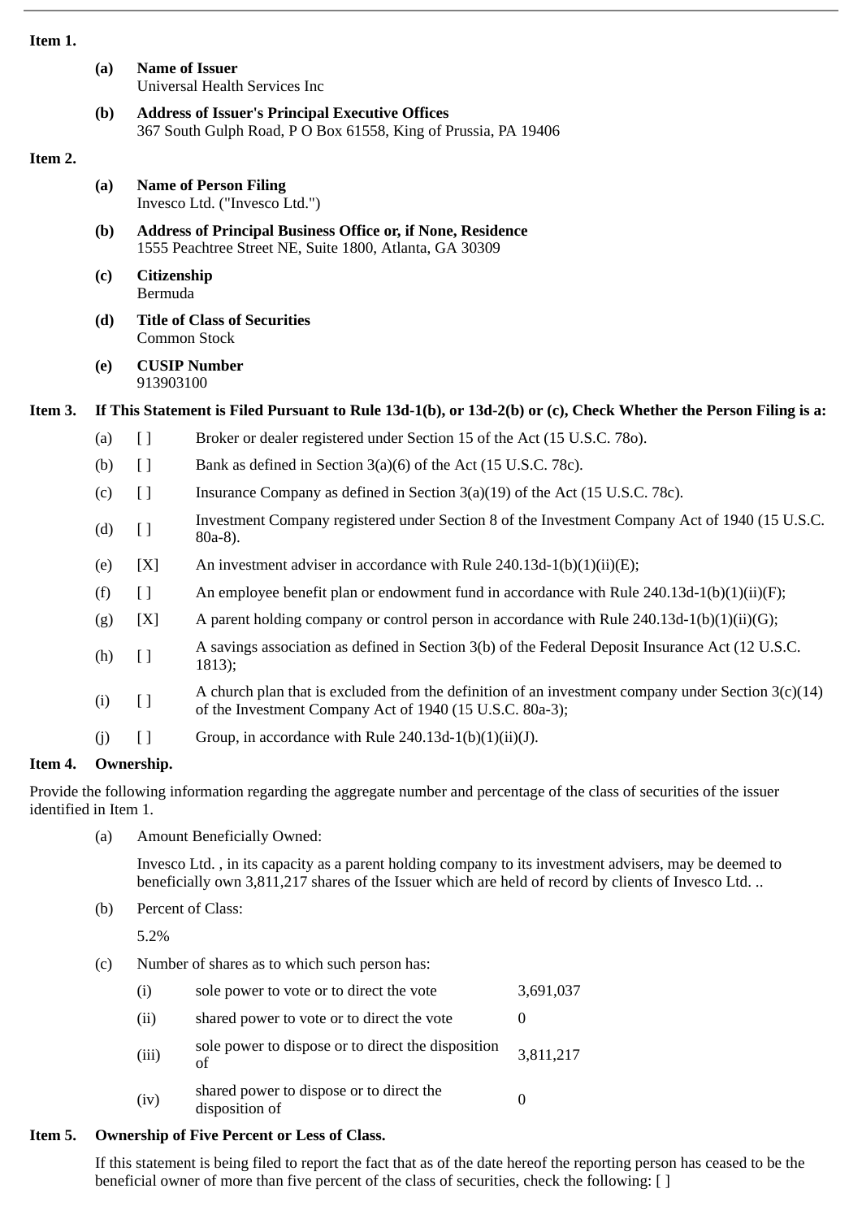**Item 1.**

**(a) Name of Issuer**
Universal Health Services Inc

**(b) Address of Issuer's Principal Executive Offices**
367 South Gulph Road, P O Box 61558, King of Prussia, PA 19406

**Item 2.**

**(a) Name of Person Filing**
Invesco Ltd. ("Invesco Ltd.")

**(b) Address of Principal Business Office or, if None, Residence**
1555 Peachtree Street NE, Suite 1800, Atlanta, GA 30309

**(c) Citizenship**
Bermuda

**(d) Title of Class of Securities**
Common Stock

**(e) CUSIP Number**
913903100

**Item 3. If This Statement is Filed Pursuant to Rule 13d-1(b), or 13d-2(b) or (c), Check Whether the Person Filing is a:**

| | | |
|---|---|---|
| (a) | [ ] | Broker or dealer registered under Section 15 of the Act (15 U.S.C. 78o). |
| (b) | [ ] | Bank as defined in Section 3(a)(6) of the Act (15 U.S.C. 78c). |
| (c) | [ ] | Insurance Company as defined in Section 3(a)(19) of the Act (15 U.S.C. 78c). |
| (d) | [ ] | Investment Company registered under Section 8 of the Investment Company Act of 1940 (15 U.S.C. 80a-8). |
| (e) | [X] | An investment adviser in accordance with Rule 240.13d-1(b)(1)(ii)(E); |
| (f) | [ ] | An employee benefit plan or endowment fund in accordance with Rule 240.13d-1(b)(1)(ii)(F); |
| (g) | [X] | A parent holding company or control person in accordance with Rule 240.13d-1(b)(1)(ii)(G); |
| (h) | [ ] | A savings association as defined in Section 3(b) of the Federal Deposit Insurance Act (12 U.S.C. 1813); |
| (i) | [ ] | A church plan that is excluded from the definition of an investment company under Section 3(c)(14) of the Investment Company Act of 1940 (15 U.S.C. 80a-3); |
| (j) | [ ] | Group, in accordance with Rule 240.13d-1(b)(1)(ii)(J). |

**Item 4. Ownership.**

Provide the following information regarding the aggregate number and percentage of the class of securities of the issuer identified in Item 1.

(a) Amount Beneficially Owned:

Invesco Ltd. , in its capacity as a parent holding company to its investment advisers, may be deemed to beneficially own 3,811,217 shares of the Issuer which are held of record by clients of Invesco Ltd. ..

(b) Percent of Class:

5.2%

(c) Number of shares as to which such person has:

| | | |
|---|---|---|
| (i) | sole power to vote or to direct the vote | 3,691,037 |
| (ii) | shared power to vote or to direct the vote | 0 |
| (iii) | sole power to dispose or to direct the disposition of | 3,811,217 |
| (iv) | shared power to dispose or to direct the disposition of | 0 |

**Item 5. Ownership of Five Percent or Less of Class.**

If this statement is being filed to report the fact that as of the date hereof the reporting person has ceased to be the beneficial owner of more than five percent of the class of securities, check the following: [ ]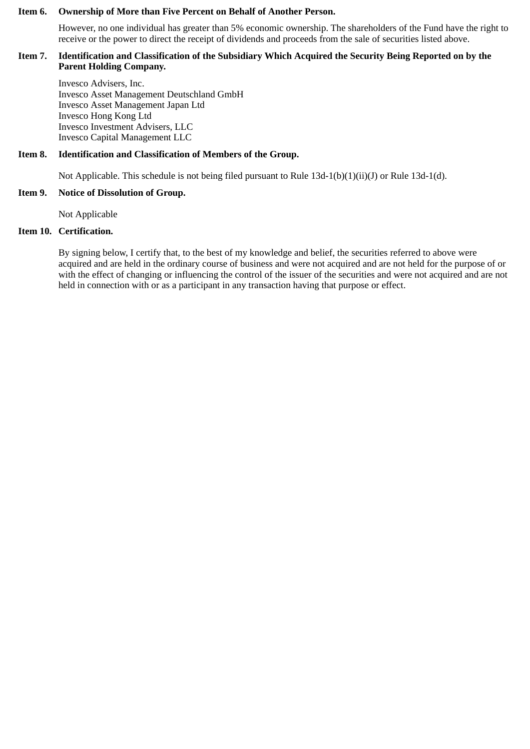**Item 6. Ownership of More than Five Percent on Behalf of Another Person.**

However, no one individual has greater than 5% economic ownership. The shareholders of the Fund have the right to receive or the power to direct the receipt of dividends and proceeds from the sale of securities listed above.

**Item 7. Identification and Classification of the Subsidiary Which Acquired the Security Being Reported on by the Parent Holding Company.**

Invesco Advisers, Inc.
Invesco Asset Management Deutschland GmbH
Invesco Asset Management Japan Ltd
Invesco Hong Kong Ltd
Invesco Investment Advisers, LLC
Invesco Capital Management LLC

**Item 8. Identification and Classification of Members of the Group.**

Not Applicable. This schedule is not being filed pursuant to Rule 13d-1(b)(1)(ii)(J) or Rule 13d-1(d).

**Item 9. Notice of Dissolution of Group.**

Not Applicable

**Item 10. Certification.**

By signing below, I certify that, to the best of my knowledge and belief, the securities referred to above were acquired and are held in the ordinary course of business and were not acquired and are not held for the purpose of or with the effect of changing or influencing the control of the issuer of the securities and were not acquired and are not held in connection with or as a participant in any transaction having that purpose or effect.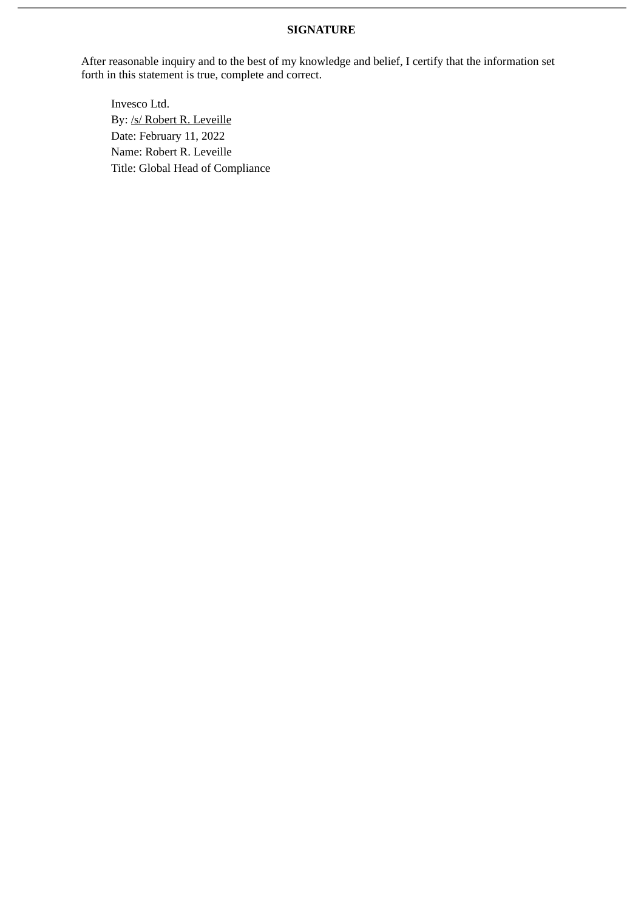**SIGNATURE**

After reasonable inquiry and to the best of my knowledge and belief, I certify that the information set forth in this statement is true, complete and correct.

Invesco Ltd.
By: /s/ Robert R. Leveille
Date: February 11, 2022
Name: Robert R. Leveille
Title: Global Head of Compliance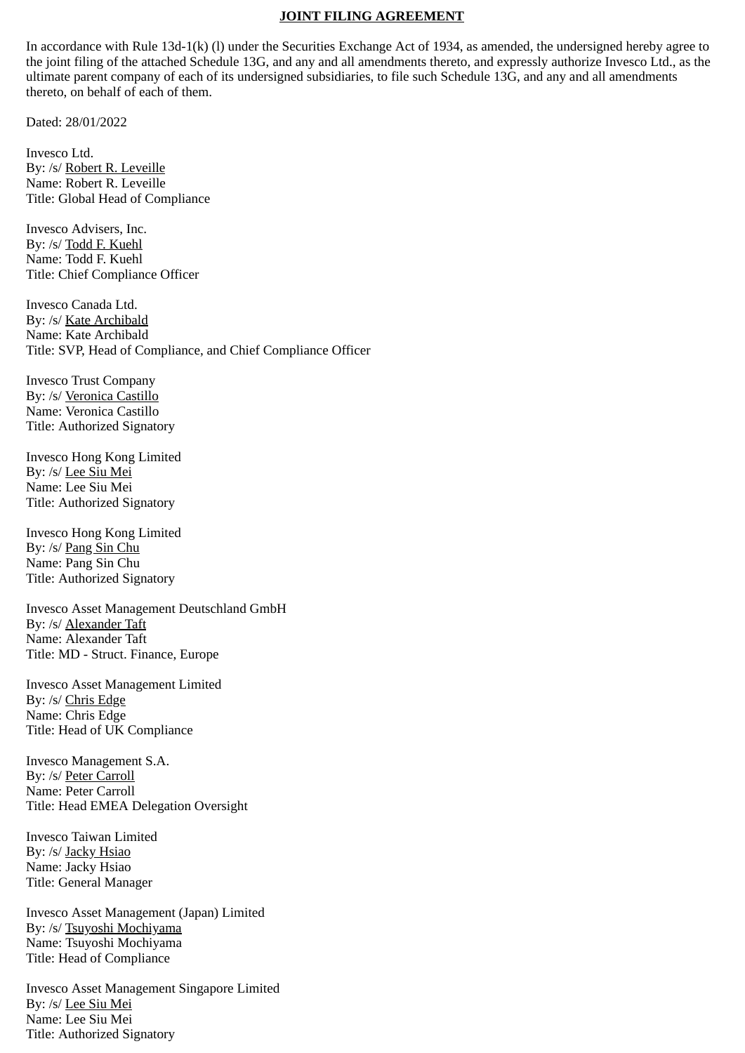**JOINT FILING AGREEMENT**

In accordance with Rule 13d-1(k) (l) under the Securities Exchange Act of 1934, as amended, the undersigned hereby agree to the joint filing of the attached Schedule 13G, and any and all amendments thereto, and expressly authorize Invesco Ltd., as the ultimate parent company of each of its undersigned subsidiaries, to file such Schedule 13G, and any and all amendments thereto, on behalf of each of them.

Dated: 28/01/2022

Invesco Ltd.
By: /s/ Robert R. Leveille
Name: Robert R. Leveille
Title: Global Head of Compliance

Invesco Advisers, Inc.
By: /s/ Todd F. Kuehl
Name: Todd F. Kuehl
Title: Chief Compliance Officer

Invesco Canada Ltd.
By: /s/ Kate Archibald
Name: Kate Archibald
Title: SVP, Head of Compliance, and Chief Compliance Officer

Invesco Trust Company
By: /s/ Veronica Castillo
Name: Veronica Castillo
Title: Authorized Signatory

Invesco Hong Kong Limited
By: /s/ Lee Siu Mei
Name: Lee Siu Mei
Title: Authorized Signatory

Invesco Hong Kong Limited
By: /s/ Pang Sin Chu
Name: Pang Sin Chu
Title: Authorized Signatory

Invesco Asset Management Deutschland GmbH
By: /s/ Alexander Taft
Name: Alexander Taft
Title: MD - Struct. Finance, Europe

Invesco Asset Management Limited
By: /s/ Chris Edge
Name: Chris Edge
Title: Head of UK Compliance

Invesco Management S.A.
By: /s/ Peter Carroll
Name: Peter Carroll
Title: Head EMEA Delegation Oversight

Invesco Taiwan Limited
By: /s/ Jacky Hsiao
Name: Jacky Hsiao
Title: General Manager

Invesco Asset Management (Japan) Limited
By: /s/ Tsuyoshi Mochiyama
Name: Tsuyoshi Mochiyama
Title: Head of Compliance

Invesco Asset Management Singapore Limited
By: /s/ Lee Siu Mei
Name: Lee Siu Mei
Title: Authorized Signatory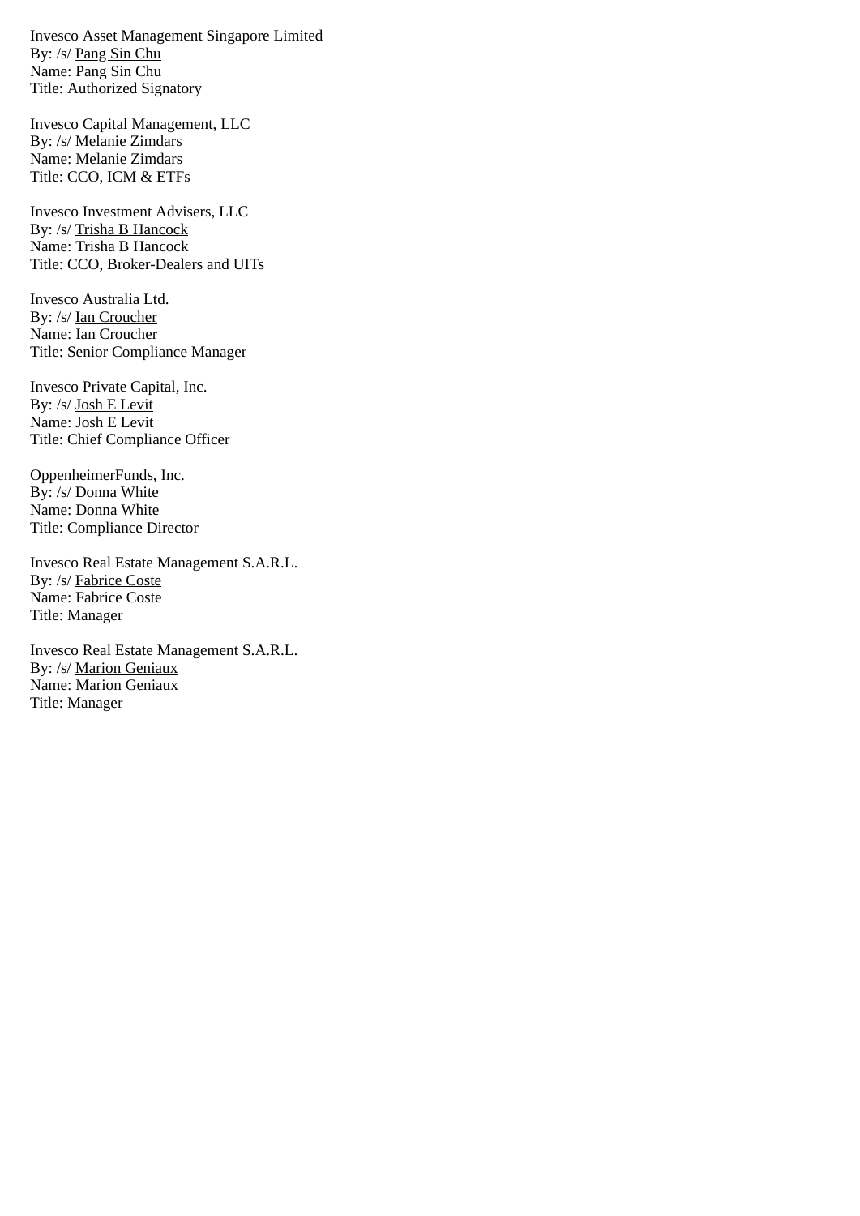Invesco Asset Management Singapore Limited
By: /s/ Pang Sin Chu
Name: Pang Sin Chu
Title: Authorized Signatory

Invesco Capital Management, LLC
By: /s/ Melanie Zimdars
Name: Melanie Zimdars
Title: CCO, ICM & ETFs

Invesco Investment Advisers, LLC
By: /s/ Trisha B Hancock
Name: Trisha B Hancock
Title: CCO, Broker-Dealers and UITs

Invesco Australia Ltd.
By: /s/ Ian Croucher
Name: Ian Croucher
Title: Senior Compliance Manager

Invesco Private Capital, Inc.
By: /s/ Josh E Levit
Name: Josh E Levit
Title: Chief Compliance Officer

OppenheimerFunds, Inc.
By: /s/ Donna White
Name: Donna White
Title: Compliance Director

Invesco Real Estate Management S.A.R.L.
By: /s/ Fabrice Coste
Name: Fabrice Coste
Title: Manager

Invesco Real Estate Management S.A.R.L.
By: /s/ Marion Geniaux
Name: Marion Geniaux
Title: Manager